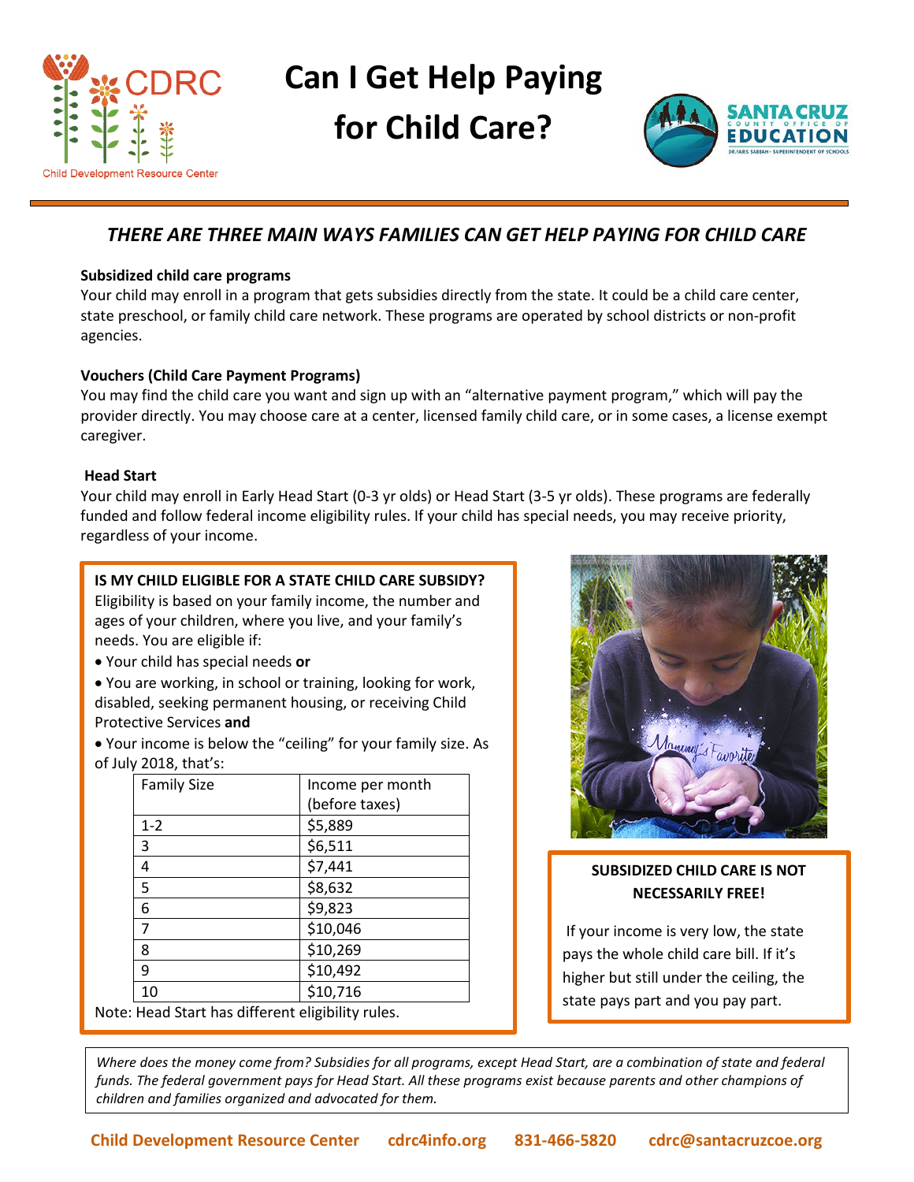CDRC

Child Development Resource Center

# Can I Get Help Paying for Child Care?

SANTA CRUZ COUNTY OFFICE OF EDUCATION

DR. FARIS SABBAH · SUPERINTENDENT OF SCHOOLS

## *THERE ARE THREE MAIN WAYS FAMILIES CAN GET HELP PAYING FOR CHILD CARE*

**Subsidized child care programs**

Your child may enroll in a program that gets subsidies directly from the state. It could be a child care center, state preschool, or family child care network. These programs are operated by school districts or non-profit agencies.

**Vouchers (Child Care Payment Programs)**

You may find the child care you want and sign up with an "alternative payment program," which will pay the provider directly. You may choose care at a center, licensed family child care, or in some cases, a license exempt caregiver.

**Head Start**

Your child may enroll in Early Head Start (0-3 yr olds) or Head Start (3-5 yr olds). These programs are federally funded and follow federal income eligibility rules. If your child has special needs, you may receive priority, regardless of your income.

**IS MY CHILD ELIGIBLE FOR A STATE CHILD CARE SUBSIDY?**

Eligibility is based on your family income, the number and ages of your children, where you live, and your family's needs. You are eligible if:

- Your child has special needs **or**
- You are working, in school or training, looking for work, disabled, seeking permanent housing, or receiving Child Protective Services **and**
- Your income is below the "ceiling" for your family size. As of July 2018, that's:

| Family Size | Income per month (before taxes) |
| --- | --- |
| 1-2 | $5,889 |
| 3 | $6,511 |
| 4 | $7,441 |
| 5 | $8,632 |
| 6 | $9,823 |
| 7 | $10,046 |
| 8 | $10,269 |
| 9 | $10,492 |
| 10 | $10,716 |

Note: Head Start has different eligibility rules.

**SUBSIDIZED CHILD CARE IS NOT NECESSARILY FREE!**

If your income is very low, the state pays the whole child care bill. If it's higher but still under the ceiling, the state pays part and you pay part.

*Where does the money come from? Subsidies for all programs, except Head Start, are a combination of state and federal funds. The federal government pays for Head Start. All these programs exist because parents and other champions of children and families organized and advocated for them.*

**Child Development Resource Center** | **cdrc4info.org** | **831-466-5820** | **cdrc@santacruzcoe.org**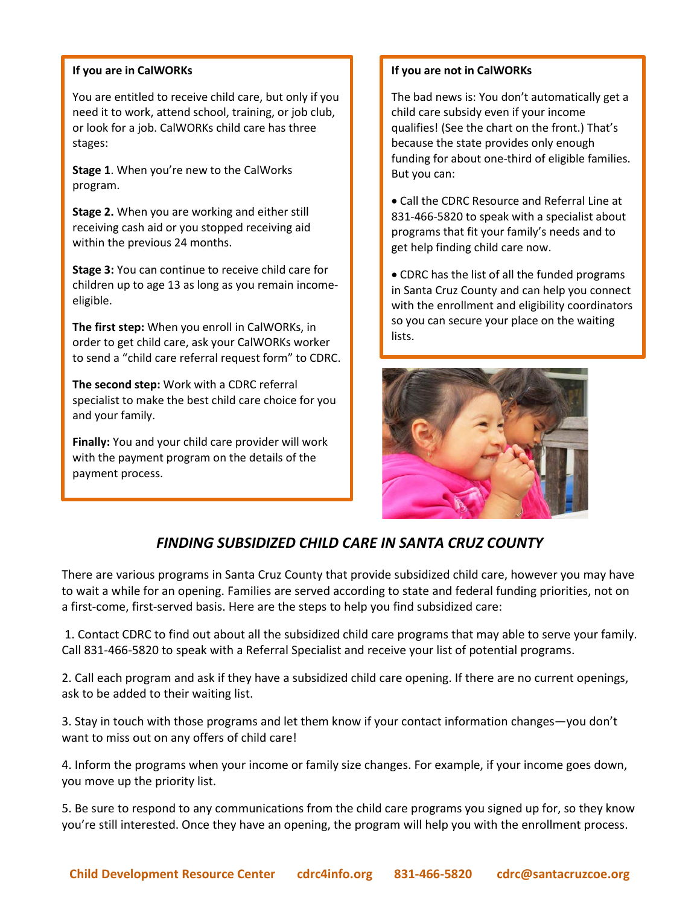**If you are in CalWORKs**

You are entitled to receive child care, but only if you need it to work, attend school, training, or job club, or look for a job. CalWORKs child care has three stages:

**Stage 1**. When you're new to the CalWorks program.

**Stage 2.** When you are working and either still receiving cash aid or you stopped receiving aid within the previous 24 months.

**Stage 3:** You can continue to receive child care for children up to age 13 as long as you remain income-eligible.

**The first step:** When you enroll in CalWORKs, in order to get child care, ask your CalWORKs worker to send a "child care referral request form" to CDRC.

**The second step:** Work with a CDRC referral specialist to make the best child care choice for you and your family.

**Finally:** You and your child care provider will work with the payment program on the details of the payment process.

**If you are not in CalWORKs**

The bad news is: You don't automatically get a child care subsidy even if your income qualifies! (See the chart on the front.) That's because the state provides only enough funding for about one-third of eligible families. But you can:

- Call the CDRC Resource and Referral Line at 831-466-5820 to speak with a specialist about programs that fit your family's needs and to get help finding child care now.
- CDRC has the list of all the funded programs in Santa Cruz County and can help you connect with the enrollment and eligibility coordinators so you can secure your place on the waiting lists.

## *FINDING SUBSIDIZED CHILD CARE IN SANTA CRUZ COUNTY*

There are various programs in Santa Cruz County that provide subsidized child care, however you may have to wait a while for an opening. Families are served according to state and federal funding priorities, not on a first-come, first-served basis. Here are the steps to help you find subsidized care:

1. Contact CDRC to find out about all the subsidized child care programs that may able to serve your family. Call 831-466-5820 to speak with a Referral Specialist and receive your list of potential programs.

2. Call each program and ask if they have a subsidized child care opening. If there are no current openings, ask to be added to their waiting list.

3. Stay in touch with those programs and let them know if your contact information changes—you don't want to miss out on any offers of child care!

4. Inform the programs when your income or family size changes. For example, if your income goes down, you move up the priority list.

5. Be sure to respond to any communications from the child care programs you signed up for, so they know you're still interested. Once they have an opening, the program will help you with the enrollment process.

**Child Development Resource Center cdrc4info.org 831-466-5820 cdrc@santacruzcoe.org**